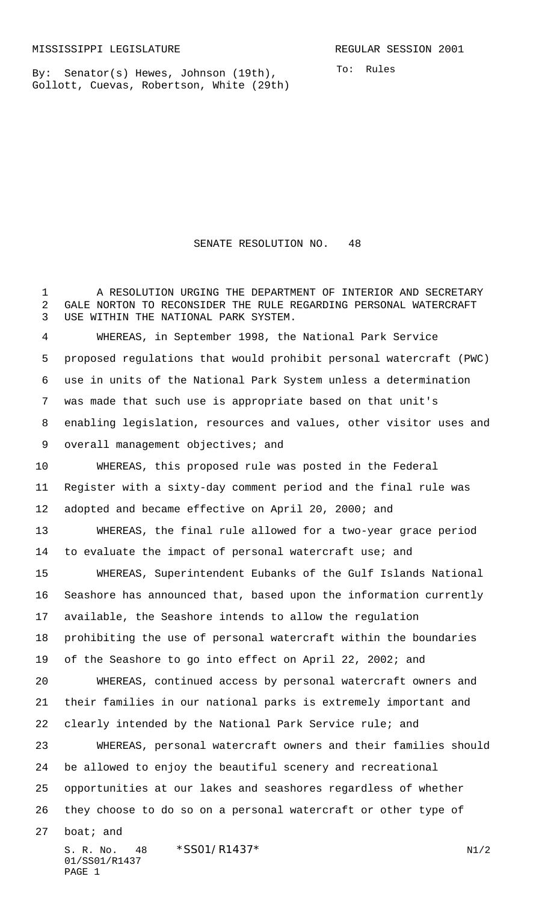MISSISSIPPI LEGISLATURE REGULAR SESSION 2001

By: Senator(s) Hewes, Johnson (19th), Gollott, Cuevas, Robertson, White (29th)

To: Rules

# SENATE RESOLUTION NO. 48

A RESOLUTION URGING THE DEPARTMENT OF INTERIOR AND SECRETARY GALE NORTON TO RECONSIDER THE RULE REGARDING PERSONAL WATERCRAFT USE WITHIN THE NATIONAL PARK SYSTEM.

WHEREAS, in September 1998, the National Park Service proposed regulations that would prohibit personal watercraft (PWC) use in units of the National Park System unless a determination was made that such use is appropriate based on that unit's enabling legislation, resources and values, other visitor uses and overall management objectives; and

WHEREAS, this proposed rule was posted in the Federal Register with a sixty-day comment period and the final rule was adopted and became effective on April 20, 2000; and

WHEREAS, the final rule allowed for a two-year grace period to evaluate the impact of personal watercraft use; and

WHEREAS, Superintendent Eubanks of the Gulf Islands National Seashore has announced that, based upon the information currently available, the Seashore intends to allow the regulation prohibiting the use of personal watercraft within the boundaries of the Seashore to go into effect on April 22, 2002; and

WHEREAS, continued access by personal watercraft owners and their families in our national parks is extremely important and clearly intended by the National Park Service rule; and

WHEREAS, personal watercraft owners and their families should be allowed to enjoy the beautiful scenery and recreational opportunities at our lakes and seashores regardless of whether they choose to do so on a personal watercraft or other type of boat; and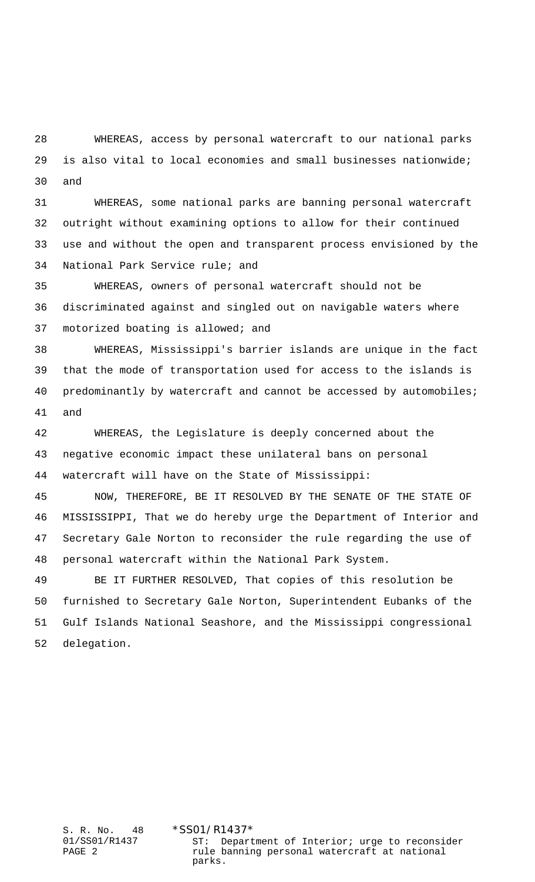WHEREAS, access by personal watercraft to our national parks is also vital to local economies and small businesses nationwide; and

WHEREAS, some national parks are banning personal watercraft outright without examining options to allow for their continued use and without the open and transparent process envisioned by the National Park Service rule; and

WHEREAS, owners of personal watercraft should not be discriminated against and singled out on navigable waters where motorized boating is allowed; and

WHEREAS, Mississippi's barrier islands are unique in the fact that the mode of transportation used for access to the islands is predominantly by watercraft and cannot be accessed by automobiles; and

WHEREAS, the Legislature is deeply concerned about the negative economic impact these unilateral bans on personal watercraft will have on the State of Mississippi:

NOW, THEREFORE, BE IT RESOLVED BY THE SENATE OF THE STATE OF MISSISSIPPI, That we do hereby urge the Department of Interior and Secretary Gale Norton to reconsider the rule regarding the use of personal watercraft within the National Park System.

BE IT FURTHER RESOLVED, That copies of this resolution be furnished to Secretary Gale Norton, Superintendent Eubanks of the Gulf Islands National Seashore, and the Mississippi congressional delegation.